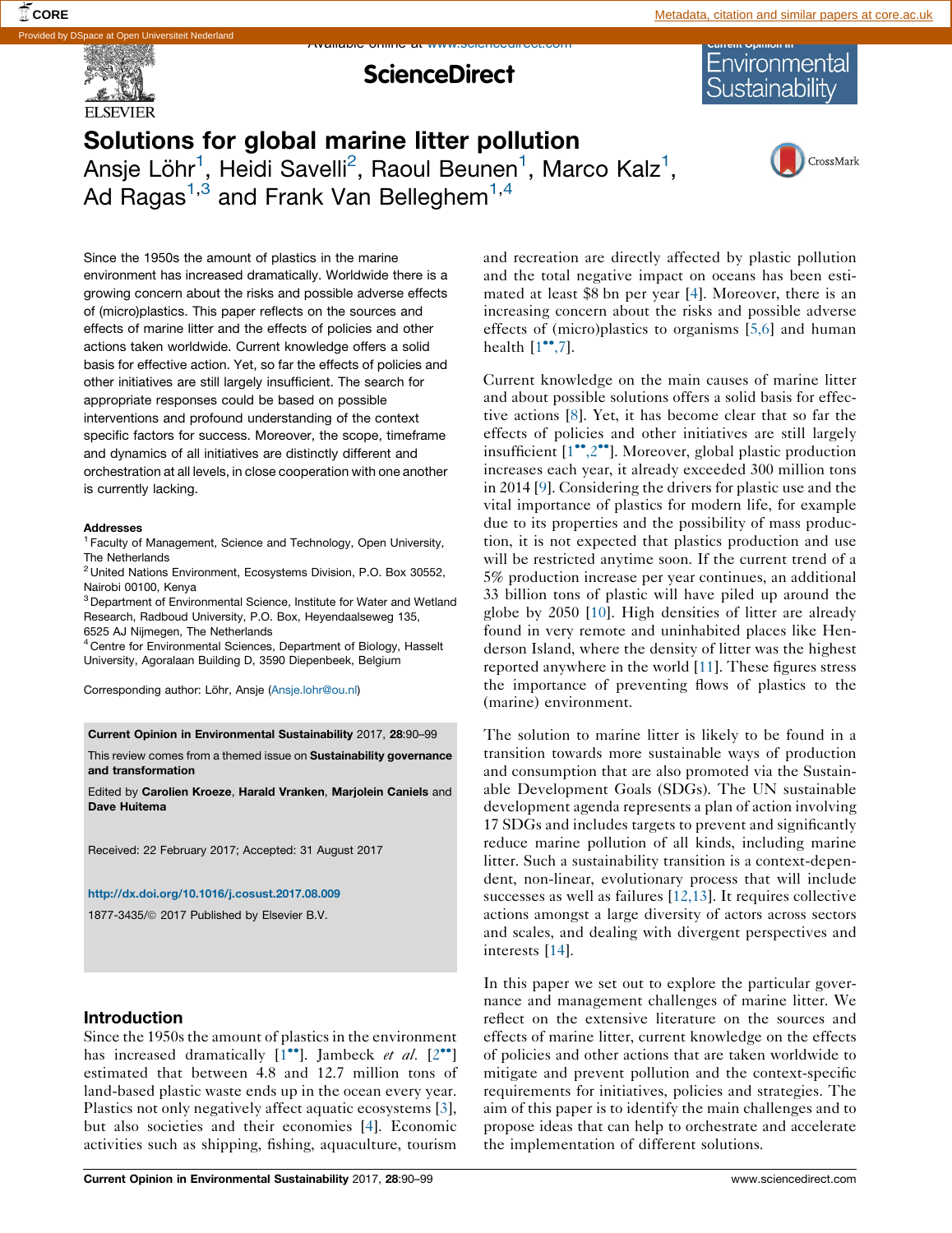# Solutions for global marine litter pollution

Ansje Löhr[1], Heidi Savelli[2], Raoul Beunen[1], Marco Kalz[1], Ad Ragas[1,3] and Frank Van Belleghem[1,4]

Since the 1950s the amount of plastics in the marine environment has increased dramatically. Worldwide there is a growing concern about the risks and possible adverse effects of (micro)plastics. This paper reflects on the sources and effects of marine litter and the effects of policies and other actions taken worldwide. Current knowledge offers a solid basis for effective action. Yet, so far the effects of policies and other initiatives are still largely insufficient. The search for appropriate responses could be based on possible interventions and profound understanding of the context specific factors for success. Moreover, the scope, timeframe and dynamics of all initiatives are distinctly different and orchestration at all levels, in close cooperation with one another is currently lacking.

**Addresses**

[1] Faculty of Management, Science and Technology, Open University, The Netherlands

[2] United Nations Environment, Ecosystems Division, P.O. Box 30552, Nairobi 00100, Kenya

[3] Department of Environmental Science, Institute for Water and Wetland Research, Radboud University, P.O. Box, Heyendaalseweg 135, 6525 AJ Nijmegen, The Netherlands

[4] Centre for Environmental Sciences, Department of Biology, Hasselt University, Agoralaan Building D, 3590 Diepenbeek, Belgium

Corresponding author: Löhr, Ansje (Ansje.lohr@ou.nl)

**Current Opinion in Environmental Sustainability** 2017, **28**:90–99

This review comes from a themed issue on **Sustainability governance and transformation**

Edited by **Carolien Kroeze**, **Harald Vranken**, **Marjolein Caniels** and **Dave Huitema**

Received: 22 February 2017; Accepted: 31 August 2017

http://dx.doi.org/10.1016/j.cosust.2017.08.009

1877-3435/© 2017 Published by Elsevier B.V.

## Introduction

Since the 1950s the amount of plastics in the environment has increased dramatically [1••]. Jambeck *et al.* [2••] estimated that between 4.8 and 12.7 million tons of land-based plastic waste ends up in the ocean every year. Plastics not only negatively affect aquatic ecosystems [3], but also societies and their economies [4]. Economic activities such as shipping, fishing, aquaculture, tourism and recreation are directly affected by plastic pollution and the total negative impact on oceans has been estimated at least $8 bn per year [4]. Moreover, there is an increasing concern about the risks and possible adverse effects of (micro)plastics to organisms [5,6] and human health [1••,7].

Current knowledge on the main causes of marine litter and about possible solutions offers a solid basis for effective actions [8]. Yet, it has become clear that so far the effects of policies and other initiatives are still largely insufficient [1••,2••]. Moreover, global plastic production increases each year, it already exceeded 300 million tons in 2014 [9]. Considering the drivers for plastic use and the vital importance of plastics for modern life, for example due to its properties and the possibility of mass production, it is not expected that plastics production and use will be restricted anytime soon. If the current trend of a 5% production increase per year continues, an additional 33 billion tons of plastic will have piled up around the globe by 2050 [10]. High densities of litter are already found in very remote and uninhabited places like Henderson Island, where the density of litter was the highest reported anywhere in the world [11]. These figures stress the importance of preventing flows of plastics to the (marine) environment.

The solution to marine litter is likely to be found in a transition towards more sustainable ways of production and consumption that are also promoted via the Sustainable Development Goals (SDGs). The UN sustainable development agenda represents a plan of action involving 17 SDGs and includes targets to prevent and significantly reduce marine pollution of all kinds, including marine litter. Such a sustainability transition is a context-dependent, non-linear, evolutionary process that will include successes as well as failures [12,13]. It requires collective actions amongst a large diversity of actors across sectors and scales, and dealing with divergent perspectives and interests [14].

In this paper we set out to explore the particular governance and management challenges of marine litter. We reflect on the extensive literature on the sources and effects of marine litter, current knowledge on the effects of policies and other actions that are taken worldwide to mitigate and prevent pollution and the context-specific requirements for initiatives, policies and strategies. The aim of this paper is to identify the main challenges and to propose ideas that can help to orchestrate and accelerate the implementation of different solutions.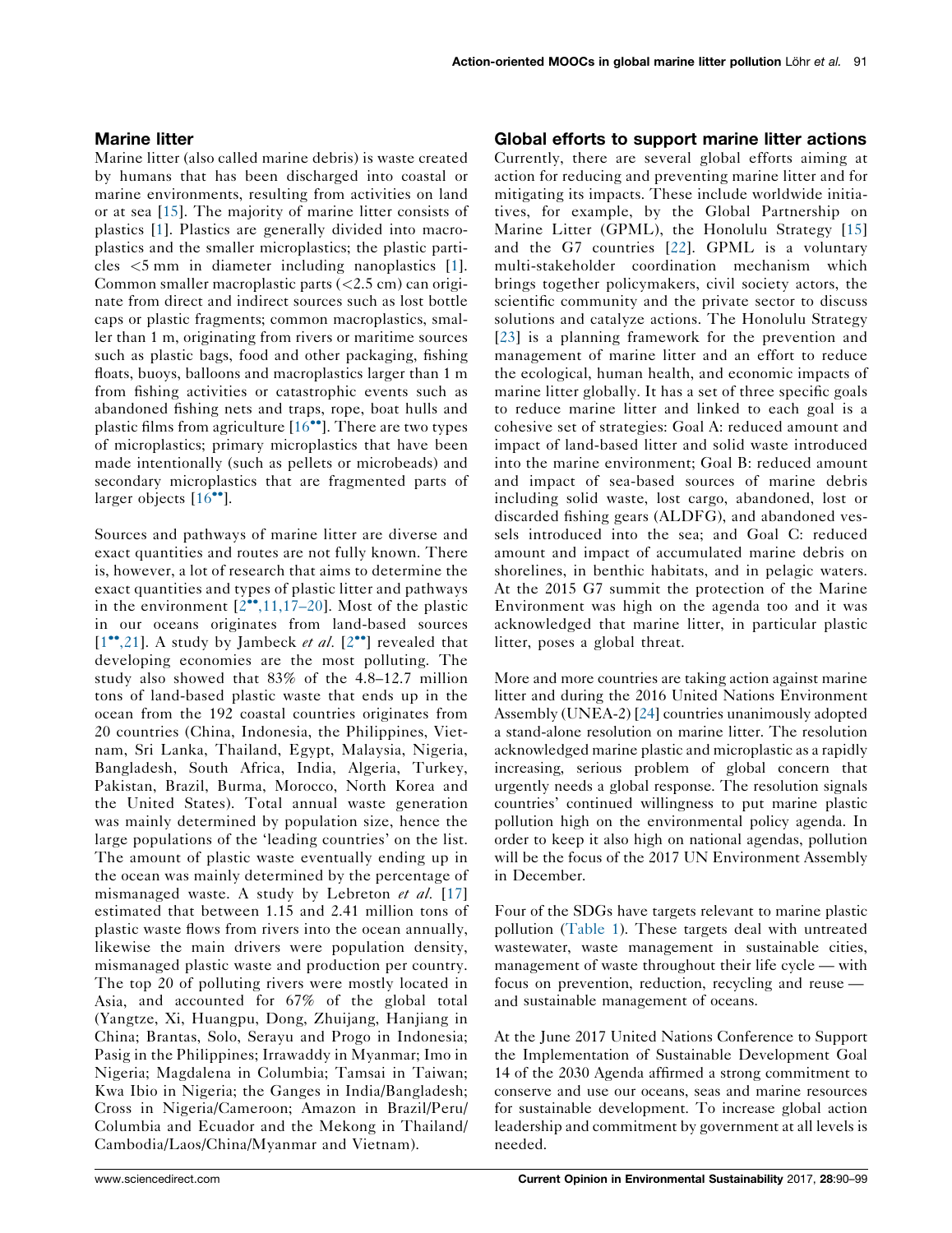## Marine litter

Marine litter (also called marine debris) is waste created by humans that has been discharged into coastal or marine environments, resulting from activities on land or at sea [15]. The majority of marine litter consists of plastics [1]. Plastics are generally divided into macroplastics and the smaller microplastics; the plastic particles <5 mm in diameter including nanoplastics [1]. Common smaller macroplastic parts (<2.5 cm) can originate from direct and indirect sources such as lost bottle caps or plastic fragments; common macroplastics, smaller than 1 m, originating from rivers or maritime sources such as plastic bags, food and other packaging, fishing floats, buoys, balloons and macroplastics larger than 1 m from fishing activities or catastrophic events such as abandoned fishing nets and traps, rope, boat hulls and plastic films from agriculture [16••]. There are two types of microplastics; primary microplastics that have been made intentionally (such as pellets or microbeads) and secondary microplastics that are fragmented parts of larger objects [16••].

Sources and pathways of marine litter are diverse and exact quantities and routes are not fully known. There is, however, a lot of research that aims to determine the exact quantities and types of plastic litter and pathways in the environment [2••,11,17–20]. Most of the plastic in our oceans originates from land-based sources [1••,21]. A study by Jambeck *et al.* [2••] revealed that developing economies are the most polluting. The study also showed that 83% of the 4.8–12.7 million tons of land-based plastic waste that ends up in the ocean from the 192 coastal countries originates from 20 countries (China, Indonesia, the Philippines, Vietnam, Sri Lanka, Thailand, Egypt, Malaysia, Nigeria, Bangladesh, South Africa, India, Algeria, Turkey, Pakistan, Brazil, Burma, Morocco, North Korea and the United States). Total annual waste generation was mainly determined by population size, hence the large populations of the 'leading countries' on the list. The amount of plastic waste eventually ending up in the ocean was mainly determined by the percentage of mismanaged waste. A study by Lebreton *et al.* [17] estimated that between 1.15 and 2.41 million tons of plastic waste flows from rivers into the ocean annually, likewise the main drivers were population density, mismanaged plastic waste and production per country. The top 20 of polluting rivers were mostly located in Asia, and accounted for 67% of the global total (Yangtze, Xi, Huangpu, Dong, Zhuijang, Hanjiang in China; Brantas, Solo, Serayu and Progo in Indonesia; Pasig in the Philippines; Irrawaddy in Myanmar; Imo in Nigeria; Magdalena in Columbia; Tamsai in Taiwan; Kwa Ibio in Nigeria; the Ganges in India/Bangladesh; Cross in Nigeria/Cameroon; Amazon in Brazil/Peru/Columbia and Ecuador and the Mekong in Thailand/Cambodia/Laos/China/Myanmar and Vietnam).

## Global efforts to support marine litter actions

Currently, there are several global efforts aiming at action for reducing and preventing marine litter and for mitigating its impacts. These include worldwide initiatives, for example, by the Global Partnership on Marine Litter (GPML), the Honolulu Strategy [15] and the G7 countries [22]. GPML is a voluntary multi-stakeholder coordination mechanism which brings together policymakers, civil society actors, the scientific community and the private sector to discuss solutions and catalyze actions. The Honolulu Strategy [23] is a planning framework for the prevention and management of marine litter and an effort to reduce the ecological, human health, and economic impacts of marine litter globally. It has a set of three specific goals to reduce marine litter and linked to each goal is a cohesive set of strategies: Goal A: reduced amount and impact of land-based litter and solid waste introduced into the marine environment; Goal B: reduced amount and impact of sea-based sources of marine debris including solid waste, lost cargo, abandoned, lost or discarded fishing gears (ALDFG), and abandoned vessels introduced into the sea; and Goal C: reduced amount and impact of accumulated marine debris on shorelines, in benthic habitats, and in pelagic waters. At the 2015 G7 summit the protection of the Marine Environment was high on the agenda too and it was acknowledged that marine litter, in particular plastic litter, poses a global threat.

More and more countries are taking action against marine litter and during the 2016 United Nations Environment Assembly (UNEA-2) [24] countries unanimously adopted a stand-alone resolution on marine litter. The resolution acknowledged marine plastic and microplastic as a rapidly increasing, serious problem of global concern that urgently needs a global response. The resolution signals countries' continued willingness to put marine plastic pollution high on the environmental policy agenda. In order to keep it also high on national agendas, pollution will be the focus of the 2017 UN Environment Assembly in December.

Four of the SDGs have targets relevant to marine plastic pollution (Table 1). These targets deal with untreated wastewater, waste management in sustainable cities, management of waste throughout their life cycle — with focus on prevention, reduction, recycling and reuse — and sustainable management of oceans.

At the June 2017 United Nations Conference to Support the Implementation of Sustainable Development Goal 14 of the 2030 Agenda affirmed a strong commitment to conserve and use our oceans, seas and marine resources for sustainable development. To increase global action leadership and commitment by government at all levels is needed.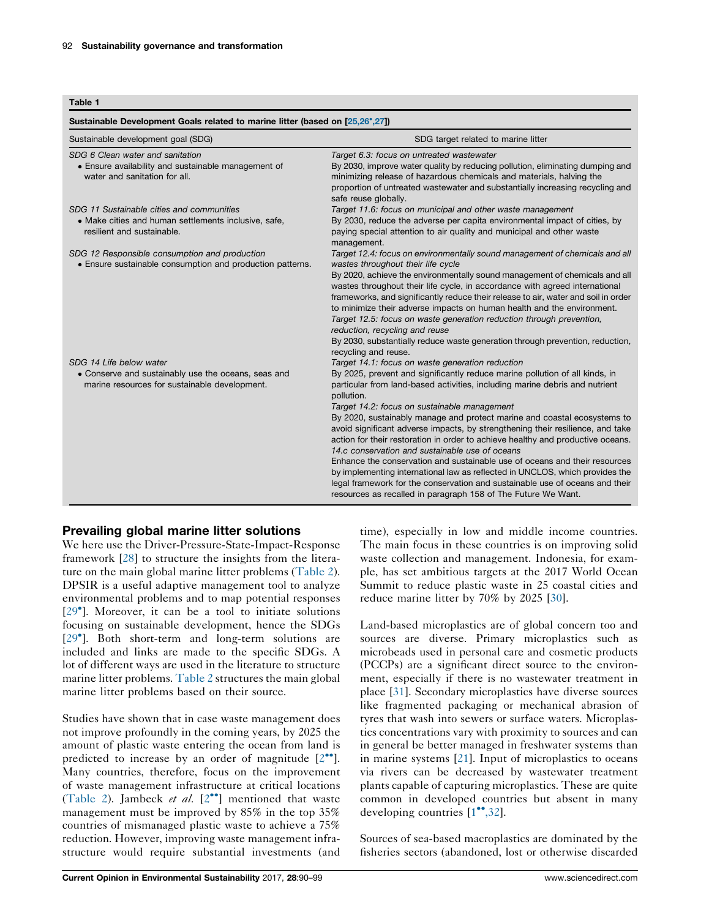**Table 1**

**Sustainable Development Goals related to marine litter (based on [25,26*,27])**

| Sustainable development goal (SDG) | SDG target related to marine litter |
|---|---|
| *SDG 6 Clean water and sanitation*<br>• Ensure availability and sustainable management of water and sanitation for all. | *Target 6.3: focus on untreated wastewater*<br>By 2030, improve water quality by reducing pollution, eliminating dumping and minimizing release of hazardous chemicals and materials, halving the proportion of untreated wastewater and substantially increasing recycling and safe reuse globally. |
| *SDG 11 Sustainable cities and communities*<br>• Make cities and human settlements inclusive, safe, resilient and sustainable. | *Target 11.6: focus on municipal and other waste management*<br>By 2030, reduce the adverse per capita environmental impact of cities, by paying special attention to air quality and municipal and other waste management. |
| *SDG 12 Responsible consumption and production*<br>• Ensure sustainable consumption and production patterns. | *Target 12.4: focus on environmentally sound management of chemicals and all wastes throughout their life cycle*<br>By 2020, achieve the environmentally sound management of chemicals and all wastes throughout their life cycle, in accordance with agreed international frameworks, and significantly reduce their release to air, water and soil in order to minimize their adverse impacts on human health and the environment.<br>*Target 12.5: focus on waste generation reduction through prevention, reduction, recycling and reuse*<br>By 2030, substantially reduce waste generation through prevention, reduction, recycling and reuse. |
| *SDG 14 Life below water*<br>• Conserve and sustainably use the oceans, seas and marine resources for sustainable development. | *Target 14.1: focus on waste generation reduction*<br>By 2025, prevent and significantly reduce marine pollution of all kinds, in particular from land-based activities, including marine debris and nutrient pollution.<br>*Target 14.2: focus on sustainable management*<br>By 2020, sustainably manage and protect marine and coastal ecosystems to avoid significant adverse impacts, by strengthening their resilience, and take action for their restoration in order to achieve healthy and productive oceans.<br>*14.c conservation and sustainable use of oceans*<br>Enhance the conservation and sustainable use of oceans and their resources by implementing international law as reflected in UNCLOS, which provides the legal framework for the conservation and sustainable use of oceans and their resources as recalled in paragraph 158 of The Future We Want. |

## Prevailing global marine litter solutions

We here use the Driver-Pressure-State-Impact-Response framework [28] to structure the insights from the literature on the main global marine litter problems (Table 2). DPSIR is a useful adaptive management tool to analyze environmental problems and to map potential responses [29*]. Moreover, it can be a tool to initiate solutions focusing on sustainable development, hence the SDGs [29*]. Both short-term and long-term solutions are included and links are made to the specific SDGs. A lot of different ways are used in the literature to structure marine litter problems. Table 2 structures the main global marine litter problems based on their source.

Studies have shown that in case waste management does not improve profoundly in the coming years, by 2025 the amount of plastic waste entering the ocean from land is predicted to increase by an order of magnitude [2**]. Many countries, therefore, focus on the improvement of waste management infrastructure at critical locations (Table 2). Jambeck *et al.* [2**] mentioned that waste management must be improved by 85% in the top 35% countries of mismanaged plastic waste to achieve a 75% reduction. However, improving waste management infrastructure would require substantial investments (and time), especially in low and middle income countries. The main focus in these countries is on improving solid waste collection and management. Indonesia, for example, has set ambitious targets at the 2017 World Ocean Summit to reduce plastic waste in 25 coastal cities and reduce marine litter by 70% by 2025 [30].

Land-based microplastics are of global concern too and sources are diverse. Primary microplastics such as microbeads used in personal care and cosmetic products (PCCPs) are a significant direct source to the environment, especially if there is no wastewater treatment in place [31]. Secondary microplastics have diverse sources like fragmented packaging or mechanical abrasion of tyres that wash into sewers or surface waters. Microplastics concentrations vary with proximity to sources and can in general be better managed in freshwater systems than in marine systems [21]. Input of microplastics to oceans via rivers can be decreased by wastewater treatment plants capable of capturing microplastics. These are quite common in developed countries but absent in many developing countries [1**,32].

Sources of sea-based macroplastics are dominated by the fisheries sectors (abandoned, lost or otherwise discarded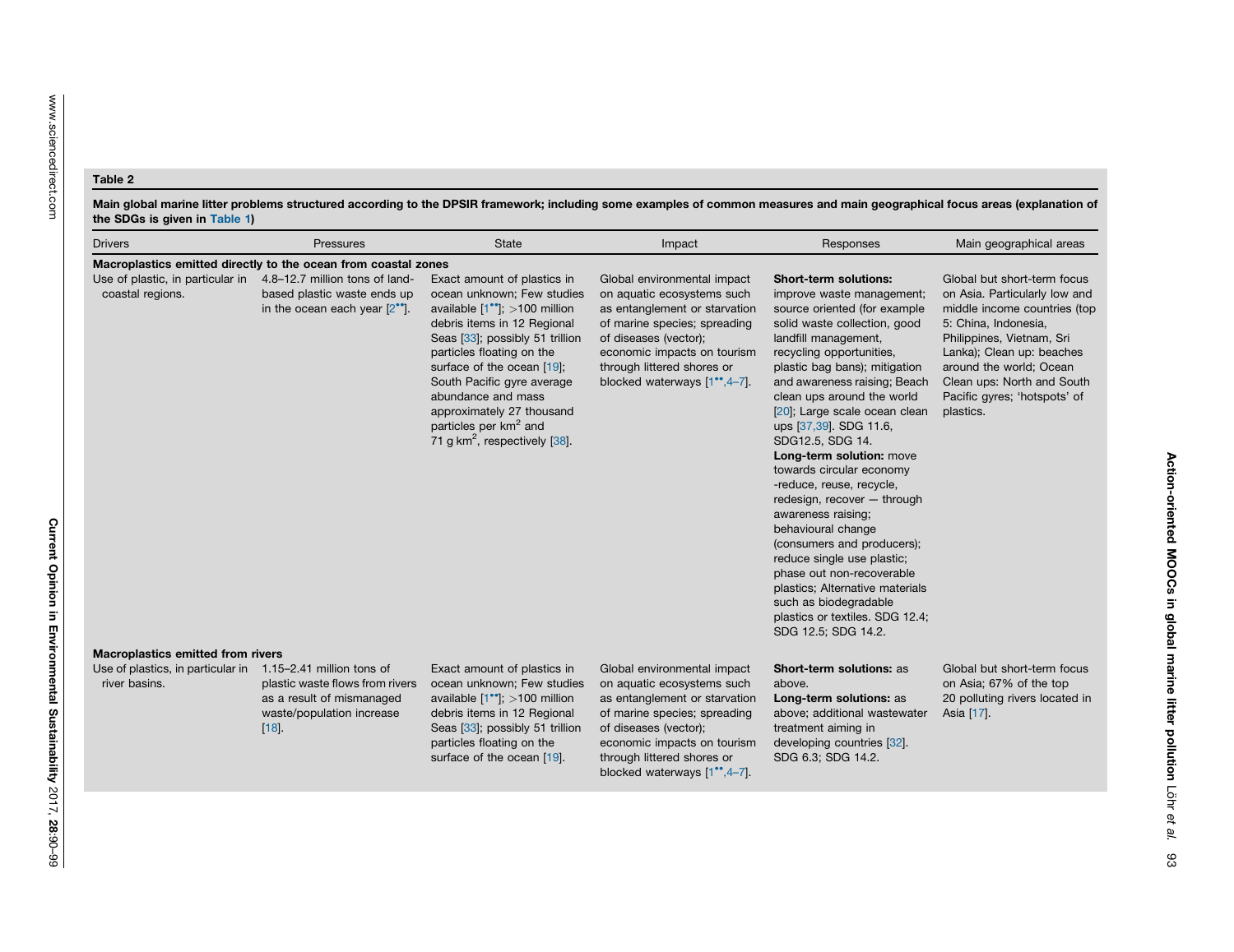**Table 2**

**Main global marine litter problems structured according to the DPSIR framework; including some examples of common measures and main geographical focus areas (explanation of the SDGs is given in Table 1)**

| Drivers | Pressures | State | Impact | Responses | Main geographical areas |
|---|---|---|---|---|---|
| **Macroplastics emitted directly to the ocean from coastal zones** | | | | | |
| Use of plastic, in particular in coastal regions. | 4.8–12.7 million tons of land-based plastic waste ends up in the ocean each year [2••]. | Exact amount of plastics in ocean unknown; Few studies available [1••]; >100 million debris items in 12 Regional Seas [33]; possibly 51 trillion particles floating on the surface of the ocean [19]; South Pacific gyre average abundance and mass approximately 27 thousand particles per $km^2$ and 71 g $km^2$, respectively [38]. | Global environmental impact on aquatic ecosystems such as entanglement or starvation of marine species; spreading of diseases (vector); economic impacts on tourism through littered shores or blocked waterways [1••,4–7]. | **Short-term solutions:** improve waste management; source oriented (for example solid waste collection, good landfill management, recycling opportunities, plastic bag bans); mitigation and awareness raising; Beach clean ups around the world [20]; Large scale ocean clean ups [37,39]. SDG 11.6, SDG12.5, SDG 14. **Long-term solution:** move towards circular economy -reduce, reuse, recycle, redesign, recover — through awareness raising; behavioural change (consumers and producers); reduce single use plastic; phase out non-recoverable plastics; Alternative materials such as biodegradable plastics or textiles. SDG 12.4; SDG 12.5; SDG 14.2. | Global but short-term focus on Asia. Particularly low and middle income countries (top 5: China, Indonesia, Philippines, Vietnam, Sri Lanka); Clean up: beaches around the world; Ocean Clean ups: North and South Pacific gyres; 'hotspots' of plastics. |
| **Macroplastics emitted from rivers** | | | | | |
| Use of plastics, in particular in river basins. | 1.15–2.41 million tons of plastic waste flows from rivers as a result of mismanaged waste/population increase [18]. | Exact amount of plastics in ocean unknown; Few studies available [1••]; >100 million debris items in 12 Regional Seas [33]; possibly 51 trillion particles floating on the surface of the ocean [19]. | Global environmental impact on aquatic ecosystems such as entanglement or starvation of marine species; spreading of diseases (vector); economic impacts on tourism through littered shores or blocked waterways [1••,4–7]. | **Short-term solutions:** as above. **Long-term solutions:** as above; additional wastewater treatment aiming in developing countries [32]. SDG 6.3; SDG 14.2. | Global but short-term focus on Asia; 67% of the top 20 polluting rivers located in Asia [17]. |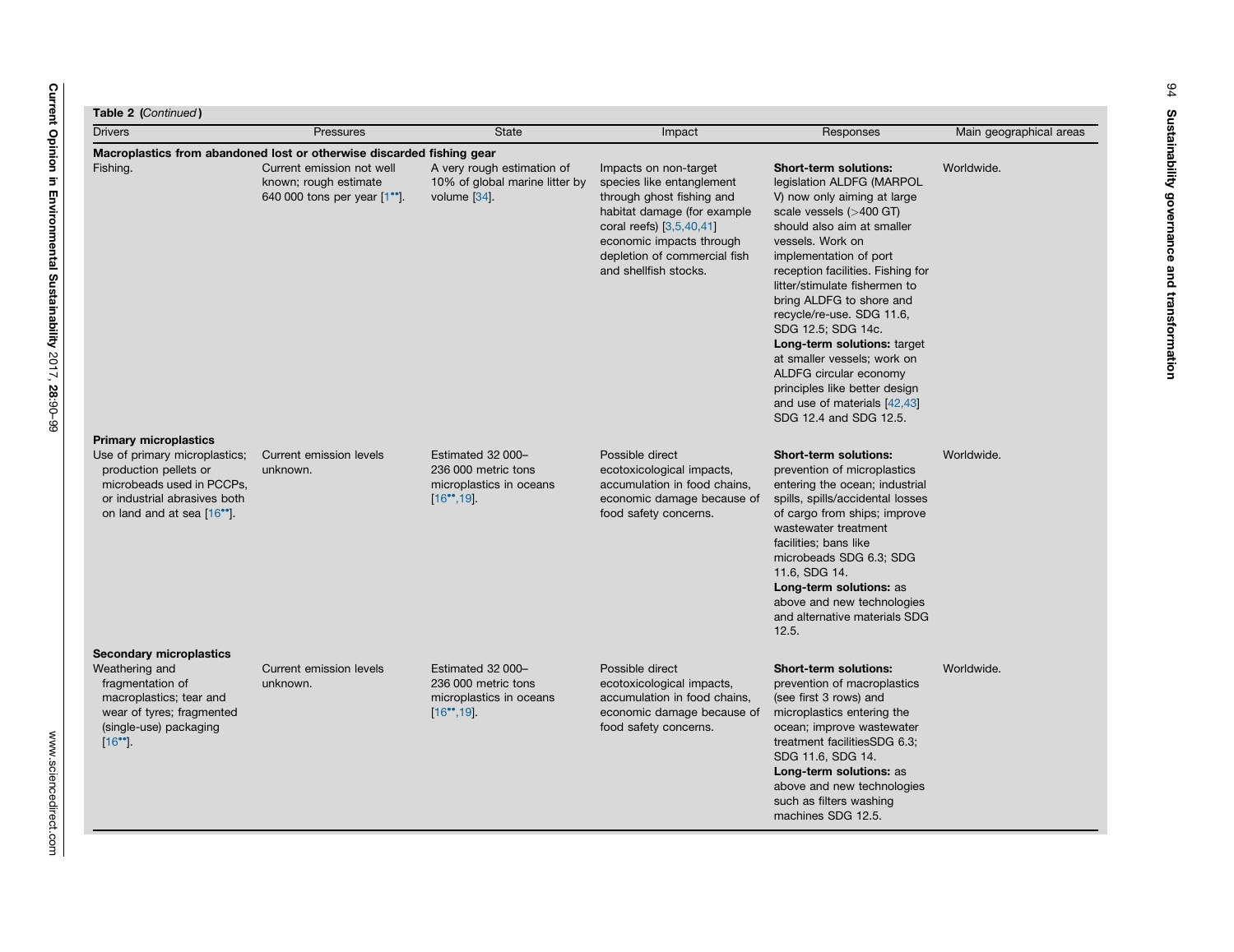**Table 2** (*Continued*)

| Drivers | Pressures | State | Impact | Responses | Main geographical areas |
|---|---|---|---|---|---|
| **Macroplastics from abandoned lost or otherwise discarded fishing gear** | | | | | |
| Fishing. | Current emission not well known; rough estimate 640 000 tons per year [1••]. | A very rough estimation of 10% of global marine litter by volume [34]. | Impacts on non-target species like entanglement through ghost fishing and habitat damage (for example coral reefs) [3,5,40,41] economic impacts through depletion of commercial fish and shellfish stocks. | **Short-term solutions:** legislation ALDFG (MARPOL V) now only aiming at large scale vessels (>400 GT) should also aim at smaller vessels. Work on implementation of port reception facilities. Fishing for litter/stimulate fishermen to bring ALDFG to shore and recycle/re-use. SDG 11.6, SDG 12.5; SDG 14c. **Long-term solutions:** target at smaller vessels; work on ALDFG circular economy principles like better design and use of materials [42,43] SDG 12.4 and SDG 12.5. | Worldwide. |
| **Primary microplastics** | | | | | |
| Use of primary microplastics; production pellets or microbeads used in PCCPs, or industrial abrasives both on land and at sea [16••]. | Current emission levels unknown. | Estimated 32 000–236 000 metric tons microplastics in oceans [16••,19]. | Possible direct ecotoxicological impacts, accumulation in food chains, economic damage because of food safety concerns. | **Short-term solutions:** prevention of microplastics entering the ocean; industrial spills, spills/accidental losses of cargo from ships; improve wastewater treatment facilities; bans like microbeads SDG 6.3; SDG 11.6, SDG 14. **Long-term solutions:** as above and new technologies and alternative materials SDG 12.5. | Worldwide. |
| **Secondary microplastics** | | | | | |
| Weathering and fragmentation of macroplastics; tear and wear of tyres; fragmented (single-use) packaging [16••]. | Current emission levels unknown. | Estimated 32 000–236 000 metric tons microplastics in oceans [16••,19]. | Possible direct ecotoxicological impacts, accumulation in food chains, economic damage because of food safety concerns. | **Short-term solutions:** prevention of macroplastics (see first 3 rows) and microplastics entering the ocean; improve wastewater treatment facilitiesSDG 6.3; SDG 11.6, SDG 14. **Long-term solutions:** as above and new technologies such as filters washing machines SDG 12.5. | Worldwide. |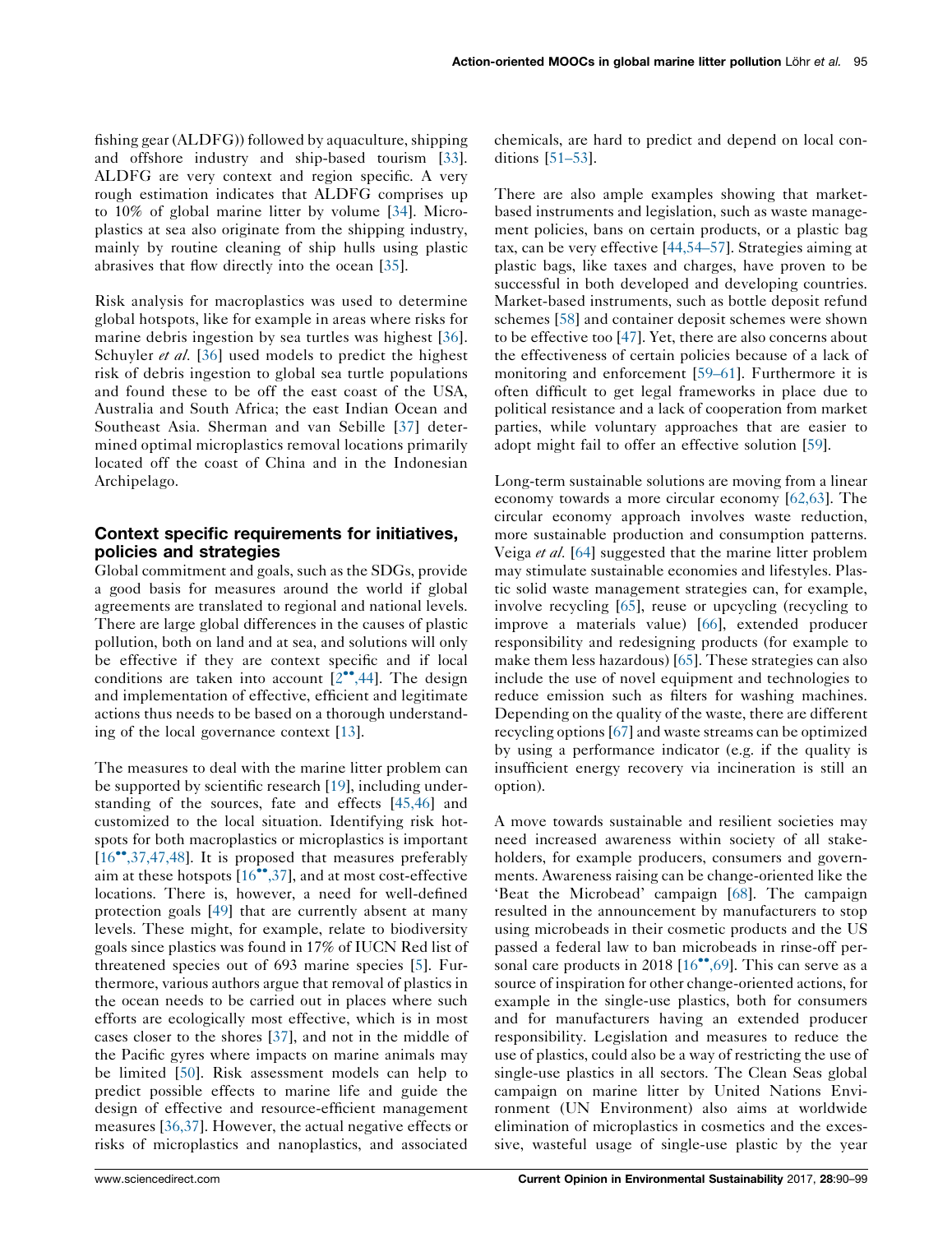fishing gear (ALDFG)) followed by aquaculture, shipping and offshore industry and ship-based tourism [33]. ALDFG are very context and region specific. A very rough estimation indicates that ALDFG comprises up to 10% of global marine litter by volume [34]. Microplastics at sea also originate from the shipping industry, mainly by routine cleaning of ship hulls using plastic abrasives that flow directly into the ocean [35].

Risk analysis for macroplastics was used to determine global hotspots, like for example in areas where risks for marine debris ingestion by sea turtles was highest [36]. Schuyler *et al.* [36] used models to predict the highest risk of debris ingestion to global sea turtle populations and found these to be off the east coast of the USA, Australia and South Africa; the east Indian Ocean and Southeast Asia. Sherman and van Sebille [37] determined optimal microplastics removal locations primarily located off the coast of China and in the Indonesian Archipelago.

## Context specific requirements for initiatives, policies and strategies

Global commitment and goals, such as the SDGs, provide a good basis for measures around the world if global agreements are translated to regional and national levels. There are large global differences in the causes of plastic pollution, both on land and at sea, and solutions will only be effective if they are context specific and if local conditions are taken into account [2••,44]. The design and implementation of effective, efficient and legitimate actions thus needs to be based on a thorough understanding of the local governance context [13].

The measures to deal with the marine litter problem can be supported by scientific research [19], including understanding of the sources, fate and effects [45,46] and customized to the local situation. Identifying risk hotspots for both macroplastics or microplastics is important [16••,37,47,48]. It is proposed that measures preferably aim at these hotspots [16••,37], and at most cost-effective locations. There is, however, a need for well-defined protection goals [49] that are currently absent at many levels. These might, for example, relate to biodiversity goals since plastics was found in 17% of IUCN Red list of threatened species out of 693 marine species [5]. Furthermore, various authors argue that removal of plastics in the ocean needs to be carried out in places where such efforts are ecologically most effective, which is in most cases closer to the shores [37], and not in the middle of the Pacific gyres where impacts on marine animals may be limited [50]. Risk assessment models can help to predict possible effects to marine life and guide the design of effective and resource-efficient management measures [36,37]. However, the actual negative effects or risks of microplastics and nanoplastics, and associated chemicals, are hard to predict and depend on local conditions [51–53].

There are also ample examples showing that market-based instruments and legislation, such as waste management policies, bans on certain products, or a plastic bag tax, can be very effective [44,54–57]. Strategies aiming at plastic bags, like taxes and charges, have proven to be successful in both developed and developing countries. Market-based instruments, such as bottle deposit refund schemes [58] and container deposit schemes were shown to be effective too [47]. Yet, there are also concerns about the effectiveness of certain policies because of a lack of monitoring and enforcement [59–61]. Furthermore it is often difficult to get legal frameworks in place due to political resistance and a lack of cooperation from market parties, while voluntary approaches that are easier to adopt might fail to offer an effective solution [59].

Long-term sustainable solutions are moving from a linear economy towards a more circular economy [62,63]. The circular economy approach involves waste reduction, more sustainable production and consumption patterns. Veiga *et al.* [64] suggested that the marine litter problem may stimulate sustainable economies and lifestyles. Plastic solid waste management strategies can, for example, involve recycling [65], reuse or upcycling (recycling to improve a materials value) [66], extended producer responsibility and redesigning products (for example to make them less hazardous) [65]. These strategies can also include the use of novel equipment and technologies to reduce emission such as filters for washing machines. Depending on the quality of the waste, there are different recycling options [67] and waste streams can be optimized by using a performance indicator (e.g. if the quality is insufficient energy recovery via incineration is still an option).

A move towards sustainable and resilient societies may need increased awareness within society of all stakeholders, for example producers, consumers and governments. Awareness raising can be change-oriented like the 'Beat the Microbead' campaign [68]. The campaign resulted in the announcement by manufacturers to stop using microbeads in their cosmetic products and the US passed a federal law to ban microbeads in rinse-off personal care products in 2018 [16••,69]. This can serve as a source of inspiration for other change-oriented actions, for example in the single-use plastics, both for consumers and for manufacturers having an extended producer responsibility. Legislation and measures to reduce the use of plastics, could also be a way of restricting the use of single-use plastics in all sectors. The Clean Seas global campaign on marine litter by United Nations Environment (UN Environment) also aims at worldwide elimination of microplastics in cosmetics and the excessive, wasteful usage of single-use plastic by the year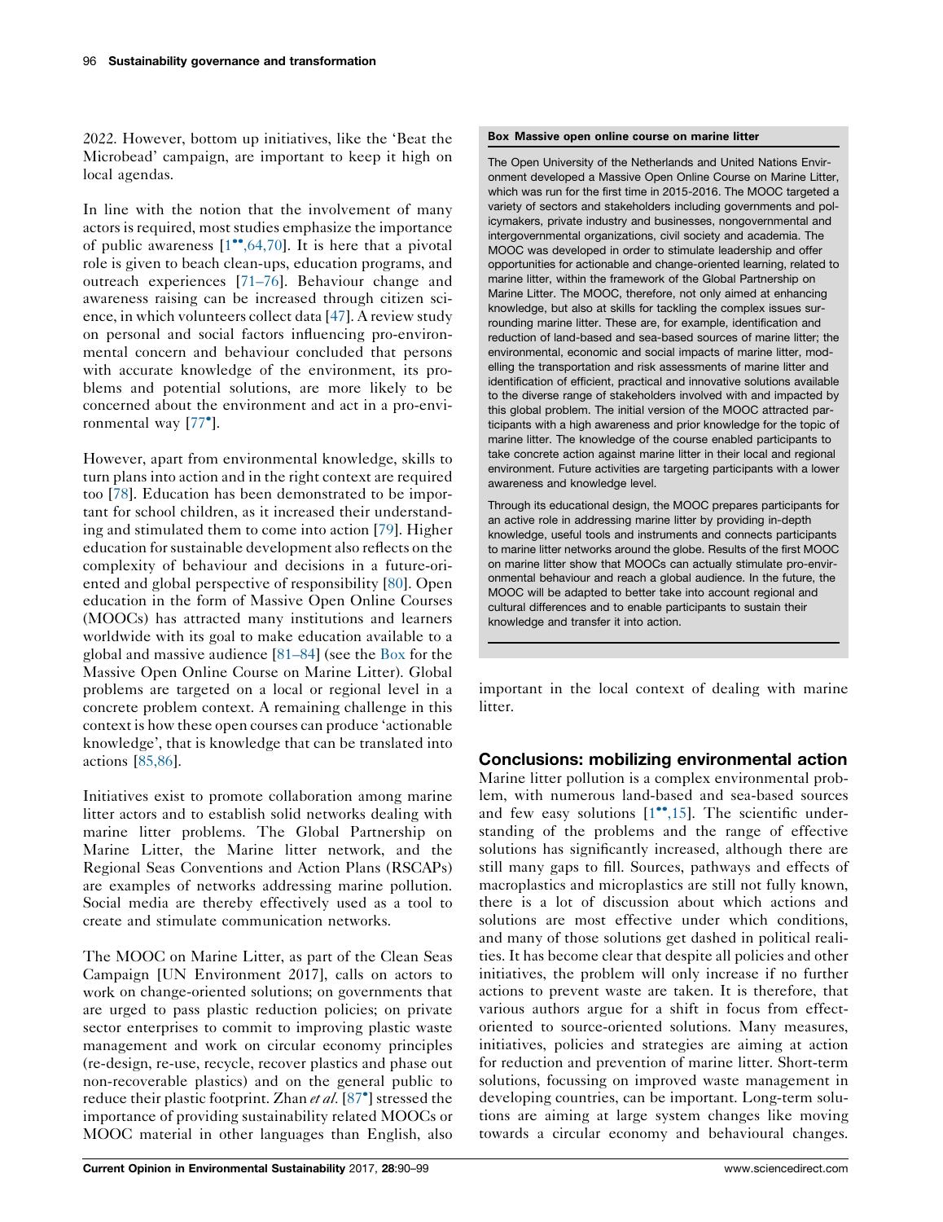2022. However, bottom up initiatives, like the 'Beat the Microbead' campaign, are important to keep it high on local agendas.

In line with the notion that the involvement of many actors is required, most studies emphasize the importance of public awareness [1••,64,70]. It is here that a pivotal role is given to beach clean-ups, education programs, and outreach experiences [71–76]. Behaviour change and awareness raising can be increased through citizen science, in which volunteers collect data [47]. A review study on personal and social factors influencing pro-environmental concern and behaviour concluded that persons with accurate knowledge of the environment, its problems and potential solutions, are more likely to be concerned about the environment and act in a pro-environmental way [77•].

However, apart from environmental knowledge, skills to turn plans into action and in the right context are required too [78]. Education has been demonstrated to be important for school children, as it increased their understanding and stimulated them to come into action [79]. Higher education for sustainable development also reflects on the complexity of behaviour and decisions in a future-oriented and global perspective of responsibility [80]. Open education in the form of Massive Open Online Courses (MOOCs) has attracted many institutions and learners worldwide with its goal to make education available to a global and massive audience [81–84] (see the Box for the Massive Open Online Course on Marine Litter). Global problems are targeted on a local or regional level in a concrete problem context. A remaining challenge in this context is how these open courses can produce 'actionable knowledge', that is knowledge that can be translated into actions [85,86].

Initiatives exist to promote collaboration among marine litter actors and to establish solid networks dealing with marine litter problems. The Global Partnership on Marine Litter, the Marine litter network, and the Regional Seas Conventions and Action Plans (RSCAPs) are examples of networks addressing marine pollution. Social media are thereby effectively used as a tool to create and stimulate communication networks.

The MOOC on Marine Litter, as part of the Clean Seas Campaign [UN Environment 2017], calls on actors to work on change-oriented solutions; on governments that are urged to pass plastic reduction policies; on private sector enterprises to commit to improving plastic waste management and work on circular economy principles (re-design, re-use, recycle, recover plastics and phase out non-recoverable plastics) and on the general public to reduce their plastic footprint. Zhan *et al.* [87•] stressed the importance of providing sustainability related MOOCs or MOOC material in other languages than English, also important in the local context of dealing with marine litter.

**Box Massive open online course on marine litter**

The Open University of the Netherlands and United Nations Environment developed a Massive Open Online Course on Marine Litter, which was run for the first time in 2015-2016. The MOOC targeted a variety of sectors and stakeholders including governments and policymakers, private industry and businesses, nongovernmental and intergovernmental organizations, civil society and academia. The MOOC was developed in order to stimulate leadership and offer opportunities for actionable and change-oriented learning, related to marine litter, within the framework of the Global Partnership on Marine Litter. The MOOC, therefore, not only aimed at enhancing knowledge, but also at skills for tackling the complex issues surrounding marine litter. These are, for example, identification and reduction of land-based and sea-based sources of marine litter; the environmental, economic and social impacts of marine litter, modelling the transportation and risk assessments of marine litter and identification of efficient, practical and innovative solutions available to the diverse range of stakeholders involved with and impacted by this global problem. The initial version of the MOOC attracted participants with a high awareness and prior knowledge for the topic of marine litter. The knowledge of the course enabled participants to take concrete action against marine litter in their local and regional environment. Future activities are targeting participants with a lower awareness and knowledge level.

Through its educational design, the MOOC prepares participants for an active role in addressing marine litter by providing in-depth knowledge, useful tools and instruments and connects participants to marine litter networks around the globe. Results of the first MOOC on marine litter show that MOOCs can actually stimulate pro-environmental behaviour and reach a global audience. In the future, the MOOC will be adapted to better take into account regional and cultural differences and to enable participants to sustain their knowledge and transfer it into action.

## Conclusions: mobilizing environmental action

Marine litter pollution is a complex environmental problem, with numerous land-based and sea-based sources and few easy solutions [1••,15]. The scientific understanding of the problems and the range of effective solutions has significantly increased, although there are still many gaps to fill. Sources, pathways and effects of macroplastics and microplastics are still not fully known, there is a lot of discussion about which actions and solutions are most effective under which conditions, and many of those solutions get dashed in political realities. It has become clear that despite all policies and other initiatives, the problem will only increase if no further actions to prevent waste are taken. It is therefore, that various authors argue for a shift in focus from effect-oriented to source-oriented solutions. Many measures, initiatives, policies and strategies are aiming at action for reduction and prevention of marine litter. Short-term solutions, focussing on improved waste management in developing countries, can be important. Long-term solutions are aiming at large system changes like moving towards a circular economy and behavioural changes.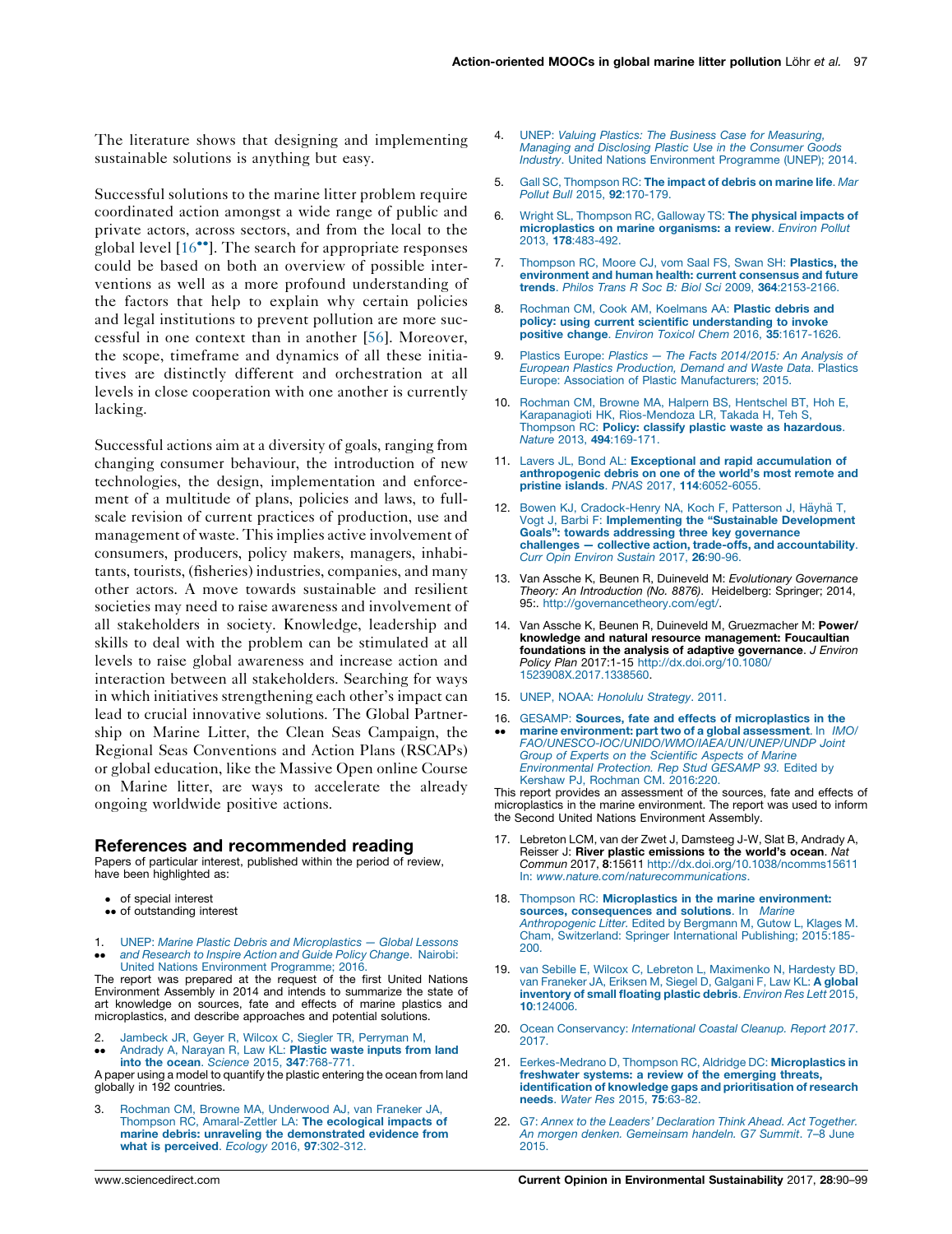The literature shows that designing and implementing sustainable solutions is anything but easy.

Successful solutions to the marine litter problem require coordinated action amongst a wide range of public and private actors, across sectors, and from the local to the global level [16••]. The search for appropriate responses could be based on both an overview of possible interventions as well as a more profound understanding of the factors that help to explain why certain policies and legal institutions to prevent pollution are more successful in one context than in another [56]. Moreover, the scope, timeframe and dynamics of all these initiatives are distinctly different and orchestration at all levels in close cooperation with one another is currently lacking.

Successful actions aim at a diversity of goals, ranging from changing consumer behaviour, the introduction of new technologies, the design, implementation and enforcement of a multitude of plans, policies and laws, to full-scale revision of current practices of production, use and management of waste. This implies active involvement of consumers, producers, policy makers, managers, inhabitants, tourists, (fisheries) industries, companies, and many other actors. A move towards sustainable and resilient societies may need to raise awareness and involvement of all stakeholders in society. Knowledge, leadership and skills to deal with the problem can be stimulated at all levels to raise global awareness and increase action and interaction between all stakeholders. Searching for ways in which initiatives strengthening each other's impact can lead to crucial innovative solutions. The Global Partnership on Marine Litter, the Clean Seas Campaign, the Regional Seas Conventions and Action Plans (RSCAPs) or global education, like the Massive Open online Course on Marine litter, are ways to accelerate the already ongoing worldwide positive actions.

## References and recommended reading

Papers of particular interest, published within the period of review, have been highlighted as:

- • of special interest
- •• of outstanding interest

1. •• UNEP: *Marine Plastic Debris and Microplastics — Global Lessons and Research to Inspire Action and Guide Policy Change*. Nairobi: United Nations Environment Programme; 2016.
The report was prepared at the request of the first United Nations Environment Assembly in 2014 and intends to summarize the state of art knowledge on sources, fate and effects of marine plastics and microplastics, and describe approaches and potential solutions.

2. •• Jambeck JR, Geyer R, Wilcox C, Siegler TR, Perryman M, Andrady A, Narayan R, Law KL: **Plastic waste inputs from land into the ocean**. *Science* 2015, **347**:768-771.
A paper using a model to quantify the plastic entering the ocean from land globally in 192 countries.

3. Rochman CM, Browne MA, Underwood AJ, van Franeker JA, Thompson RC, Amaral-Zettler LA: **The ecological impacts of marine debris: unraveling the demonstrated evidence from what is perceived**. *Ecology* 2016, **97**:302-312.

4. UNEP: *Valuing Plastics: The Business Case for Measuring, Managing and Disclosing Plastic Use in the Consumer Goods Industry*. United Nations Environment Programme (UNEP); 2014.

5. Gall SC, Thompson RC: **The impact of debris on marine life**. *Mar Pollut Bull* 2015, **92**:170-179.

6. Wright SL, Thompson RC, Galloway TS: **The physical impacts of microplastics on marine organisms: a review**. *Environ Pollut* 2013, **178**:483-492.

7. Thompson RC, Moore CJ, vom Saal FS, Swan SH: **Plastics, the environment and human health: current consensus and future trends**. *Philos Trans R Soc B: Biol Sci* 2009, **364**:2153-2166.

8. Rochman CM, Cook AM, Koelmans AA: **Plastic debris and policy: using current scientific understanding to invoke positive change**. *Environ Toxicol Chem* 2016, **35**:1617-1626.

9. Plastics Europe: *Plastics — The Facts 2014/2015: An Analysis of European Plastics Production, Demand and Waste Data*. Plastics Europe: Association of Plastic Manufacturers; 2015.

10. Rochman CM, Browne MA, Halpern BS, Hentschel BT, Hoh E, Karapanagioti HK, Rios-Mendoza LR, Takada H, Teh S, Thompson RC: **Policy: classify plastic waste as hazardous**. *Nature* 2013, **494**:169-171.

11. Lavers JL, Bond AL: **Exceptional and rapid accumulation of anthropogenic debris on one of the world's most remote and pristine islands**. *PNAS* 2017, **114**:6052-6055.

12. Bowen KJ, Cradock-Henry NA, Koch F, Patterson J, Häyhä T, Vogt J, Barbi F: **Implementing the "Sustainable Development Goals": towards addressing three key governance challenges — collective action, trade-offs, and accountability**. *Curr Opin Environ Sustain* 2017, **26**:90-96.

13. Van Assche K, Beunen R, Duineveld M: *Evolutionary Governance Theory: An Introduction (No. 8876)*. Heidelberg: Springer; 2014, 95:. http://governancetheory.com/egt/.

14. Van Assche K, Beunen R, Duineveld M, Gruezmacher M: **Power/knowledge and natural resource management: Foucaultian foundations in the analysis of adaptive governance**. *J Environ Policy Plan* 2017:1-15 http://dx.doi.org/10.1080/1523908X.2017.1338560.

15. UNEP, NOAA: *Honolulu Strategy*. 2011.

16. •• GESAMP: **Sources, fate and effects of microplastics in the marine environment: part two of a global assessment**. In *IMO/FAO/UNESCO-IOC/UNIDO/WMO/IAEA/UN/UNEP/UNDP Joint Group of Experts on the Scientific Aspects of Marine Environmental Protection. Rep Stud GESAMP 93.* Edited by Kershaw PJ, Rochman CM. 2016:220.
This report provides an assessment of the sources, fate and effects of microplastics in the marine environment. The report was used to inform the Second United Nations Environment Assembly.

17. Lebreton LCM, van der Zwet J, Damsteeg J-W, Slat B, Andrady A, Reisser J: **River plastic emissions to the world's ocean**. *Nat Commun* 2017, **8**:15611 http://dx.doi.org/10.1038/ncomms15611 In: *www.nature.com/naturecommunications*.

18. Thompson RC: **Microplastics in the marine environment: sources, consequences and solutions**. In *Marine Anthropogenic Litter*. Edited by Bergmann M, Gutow L, Klages M. Cham, Switzerland: Springer International Publishing; 2015:185-200.

19. van Sebille E, Wilcox C, Lebreton L, Maximenko N, Hardesty BD, van Franeker JA, Eriksen M, Siegel D, Galgani F, Law KL: **A global inventory of small floating plastic debris**. *Environ Res Lett* 2015, **10**:124006.

20. Ocean Conservancy: *International Coastal Cleanup. Report 2017*. 2017.

21. Eerkes-Medrano D, Thompson RC, Aldridge DC: **Microplastics in freshwater systems: a review of the emerging threats, identification of knowledge gaps and prioritisation of research needs**. *Water Res* 2015, **75**:63-82.

22. G7: *Annex to the Leaders' Declaration Think Ahead. Act Together. An morgen denken. Gemeinsam handeln. G7 Summit*. 7–8 June 2015.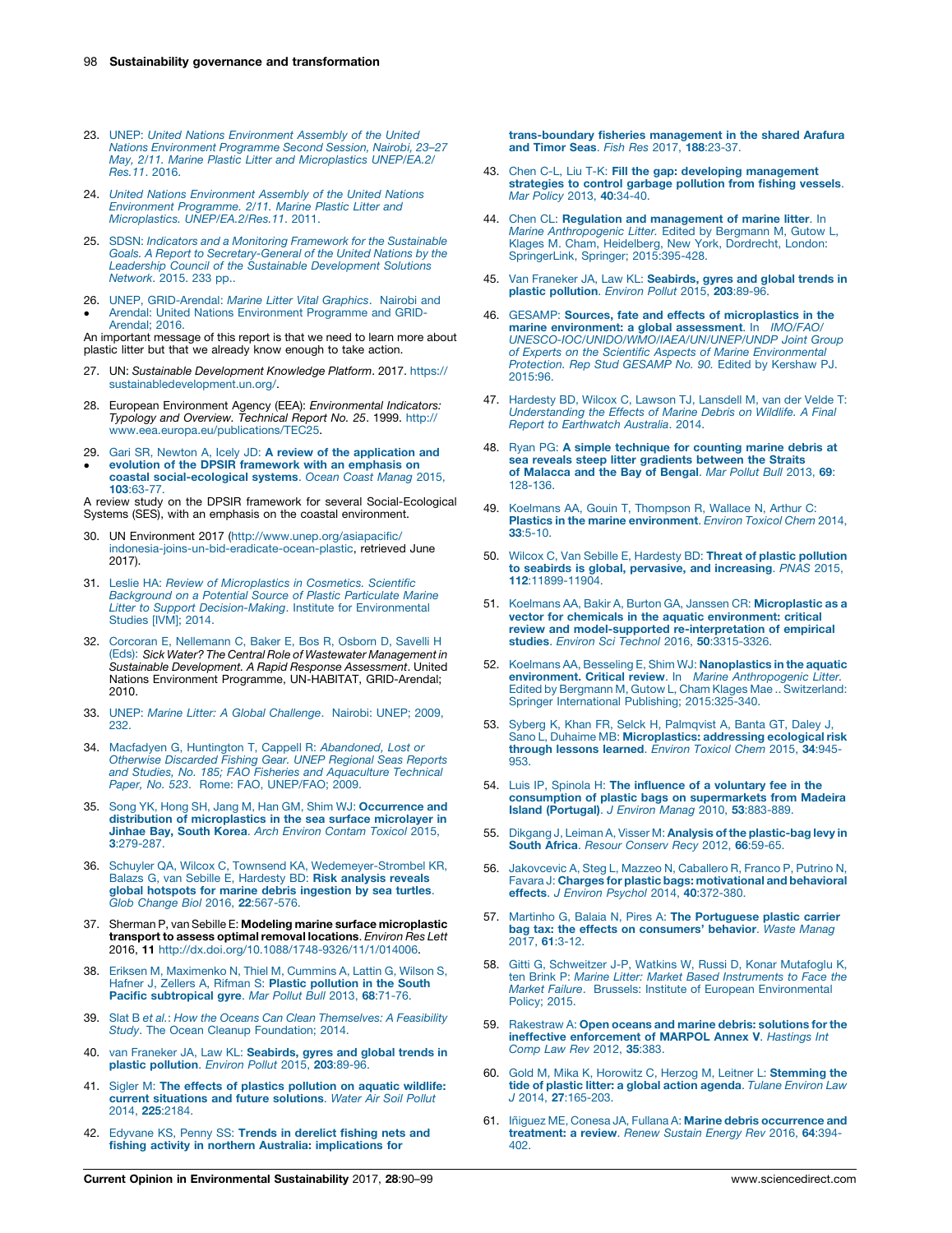23. UNEP: *United Nations Environment Assembly of the United Nations Environment Programme Second Session, Nairobi, 23–27 May, 2/11. Marine Plastic Litter and Microplastics UNEP/EA.2/Res.11*. 2016.

24. *United Nations Environment Assembly of the United Nations Environment Programme. 2/11. Marine Plastic Litter and Microplastics. UNEP/EA.2/Res.11*. 2011.

25. SDSN: *Indicators and a Monitoring Framework for the Sustainable Goals. A Report to Secretary-General of the United Nations by the Leadership Council of the Sustainable Development Solutions Network*. 2015. 233 pp..

26. • UNEP, GRID-Arendal: *Marine Litter Vital Graphics*. Nairobi and Arendal: United Nations Environment Programme and GRID-Arendal; 2016.

An important message of this report is that we need to learn more about plastic litter but that we already know enough to take action.

27. UN: *Sustainable Development Knowledge Platform*. 2017. https://sustainabledevelopment.un.org/.

28. European Environment Agency (EEA): *Environmental Indicators: Typology and Overview. Technical Report No. 25*. 1999. http://www.eea.europa.eu/publications/TEC25.

29. • Gari SR, Newton A, Icely JD: **A review of the application and evolution of the DPSIR framework with an emphasis on coastal social-ecological systems**. *Ocean Coast Manag* 2015, **103**:63-77.

A review study on the DPSIR framework for several Social-Ecological Systems (SES), with an emphasis on the coastal environment.

30. UN Environment 2017 (http://www.unep.org/asiapacific/indonesia-joins-un-bid-eradicate-ocean-plastic, retrieved June 2017).

31. Leslie HA: *Review of Microplastics in Cosmetics. Scientific Background on a Potential Source of Plastic Particulate Marine Litter to Support Decision-Making*. Institute for Environmental Studies [IVM]; 2014.

32. Corcoran E, Nellemann C, Baker E, Bos R, Osborn D, Savelli H (Eds): *Sick Water? The Central Role of Wastewater Management in Sustainable Development. A Rapid Response Assessment*. United Nations Environment Programme, UN-HABITAT, GRID-Arendal; 2010.

33. UNEP: *Marine Litter: A Global Challenge*. Nairobi: UNEP; 2009, 232.

34. Macfadyen G, Huntington T, Cappell R: *Abandoned, Lost or Otherwise Discarded Fishing Gear. UNEP Regional Seas Reports and Studies, No. 185; FAO Fisheries and Aquaculture Technical Paper, No. 523*. Rome: FAO, UNEP/FAO; 2009.

35. Song YK, Hong SH, Jang M, Han GM, Shim WJ: **Occurrence and distribution of microplastics in the sea surface microlayer in Jinhae Bay, South Korea**. *Arch Environ Contam Toxicol* 2015, **3**:279-287.

36. Schuyler QA, Wilcox C, Townsend KA, Wedemeyer-Strombel KR, Balazs G, van Sebille E, Hardesty BD: **Risk analysis reveals global hotspots for marine debris ingestion by sea turtles**. *Glob Change Biol* 2016, **22**:567-576.

37. Sherman P, van Sebille E: **Modeling marine surface microplastic transport to assess optimal removal locations**. *Environ Res Lett* 2016, **11** http://dx.doi.org/10.1088/1748-9326/11/1/014006.

38. Eriksen M, Maximenko N, Thiel M, Cummins A, Lattin G, Wilson S, Hafner J, Zellers A, Rifman S: **Plastic pollution in the South Pacific subtropical gyre**. *Mar Pollut Bull* 2013, **68**:71-76.

39. Slat B *et al.*: *How the Oceans Can Clean Themselves: A Feasibility Study*. The Ocean Cleanup Foundation; 2014.

40. van Franeker JA, Law KL: **Seabirds, gyres and global trends in plastic pollution**. *Environ Pollut* 2015, **203**:89-96.

41. Sigler M: **The effects of plastics pollution on aquatic wildlife: current situations and future solutions**. *Water Air Soil Pollut* 2014, **225**:2184.

42. Edyvane KS, Penny SS: **Trends in derelict fishing nets and fishing activity in northern Australia: implications for trans-boundary fisheries management in the shared Arafura and Timor Seas**. *Fish Res* 2017, **188**:23-37.

43. Chen C-L, Liu T-K: **Fill the gap: developing management strategies to control garbage pollution from fishing vessels**. *Mar Policy* 2013, **40**:34-40.

44. Chen CL: **Regulation and management of marine litter**. In *Marine Anthropogenic Litter.* Edited by Bergmann M, Gutow L, Klages M. Cham, Heidelberg, New York, Dordrecht, London: SpringerLink, Springer; 2015:395-428.

45. Van Franeker JA, Law KL: **Seabirds, gyres and global trends in plastic pollution**. *Environ Pollut* 2015, **203**:89-96.

46. GESAMP: **Sources, fate and effects of microplastics in the marine environment: a global assessment**. In *IMO/FAO/UNESCO-IOC/UNIDO/WMO/IAEA/UN/UNEP/UNDP Joint Group of Experts on the Scientific Aspects of Marine Environmental Protection. Rep Stud GESAMP No. 90.* Edited by Kershaw PJ. 2015:96.

47. Hardesty BD, Wilcox C, Lawson TJ, Lansdell M, van der Velde T: *Understanding the Effects of Marine Debris on Wildlife. A Final Report to Earthwatch Australia*. 2014.

48. Ryan PG: **A simple technique for counting marine debris at sea reveals steep litter gradients between the Straits of Malacca and the Bay of Bengal**. *Mar Pollut Bull* 2013, **69**:128-136.

49. Koelmans AA, Gouin T, Thompson R, Wallace N, Arthur C: **Plastics in the marine environment**. *Environ Toxicol Chem* 2014, **33**:5-10.

50. Wilcox C, Van Sebille E, Hardesty BD: **Threat of plastic pollution to seabirds is global, pervasive, and increasing**. *PNAS* 2015, **112**:11899-11904.

51. Koelmans AA, Bakir A, Burton GA, Janssen CR: **Microplastic as a vector for chemicals in the aquatic environment: critical review and model-supported re-interpretation of empirical studies**. *Environ Sci Technol* 2016, **50**:3315-3326.

52. Koelmans AA, Besseling E, Shim WJ: **Nanoplastics in the aquatic environment. Critical review**. In *Marine Anthropogenic Litter*. Edited by Bergmann M, Gutow L, Cham Klages Mae .. Switzerland: Springer International Publishing; 2015:325-340.

53. Syberg K, Khan FR, Selck H, Palmqvist A, Banta GT, Daley J, Sano L, Duhaime MB: **Microplastics: addressing ecological risk through lessons learned**. *Environ Toxicol Chem* 2015, **34**:945-953.

54. Luis IP, Spinola H: **The influence of a voluntary fee in the consumption of plastic bags on supermarkets from Madeira Island (Portugal)**. *J Environ Manag* 2010, **53**:883-889.

55. Dikgang J, Leiman A, Visser M: **Analysis of the plastic-bag levy in South Africa**. *Resour Conserv Recy* 2012, **66**:59-65.

56. Jakovcevic A, Steg L, Mazzeo N, Caballero R, Franco P, Putrino N, Favara J: **Charges for plastic bags: motivational and behavioral effects**. *J Environ Psychol* 2014, **40**:372-380.

57. Martinho G, Balaia N, Pires A: **The Portuguese plastic carrier bag tax: the effects on consumers' behavior**. *Waste Manag* 2017, **61**:3-12.

58. Gitti G, Schweitzer J-P, Watkins W, Russi D, Konar Mutafoglu K, ten Brink P: *Marine Litter: Market Based Instruments to Face the Market Failure*. Brussels: Institute of European Environmental Policy; 2015.

59. Rakestraw A: **Open oceans and marine debris: solutions for the ineffective enforcement of MARPOL Annex V**. *Hastings Int Comp Law Rev* 2012, **35**:383.

60. Gold M, Mika K, Horowitz C, Herzog M, Leitner L: **Stemming the tide of plastic litter: a global action agenda**. *Tulane Environ Law J* 2014, **27**:165-203.

61. Iñiguez ME, Conesa JA, Fullana A: **Marine debris occurrence and treatment: a review**. *Renew Sustain Energy Rev* 2016, **64**:394-402.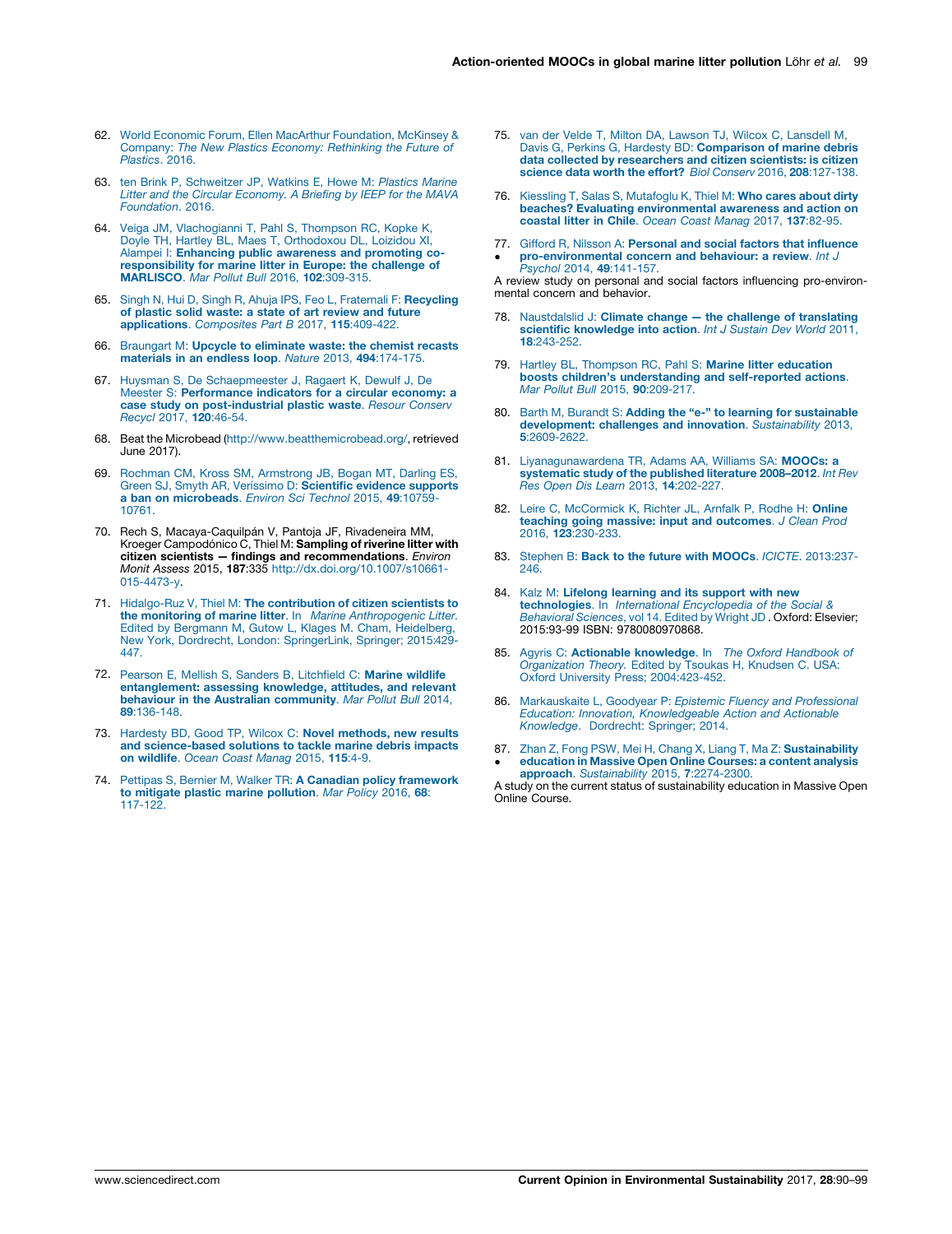62. World Economic Forum, Ellen MacArthur Foundation, McKinsey & Company: *The New Plastics Economy: Rethinking the Future of Plastics*. 2016.

63. ten Brink P, Schweitzer JP, Watkins E, Howe M: *Plastics Marine Litter and the Circular Economy. A Briefing by IEEP for the MAVA Foundation*. 2016.

64. Veiga JM, Vlachogianni T, Pahl S, Thompson RC, Kopke K, Doyle TH, Hartley BL, Maes T, Orthodoxou DL, Loizidou XI, Alampei I: **Enhancing public awareness and promoting co-responsibility for marine litter in Europe: the challenge of MARLISCO**. *Mar Pollut Bull* 2016, **102**:309-315.

65. Singh N, Hui D, Singh R, Ahuja IPS, Feo L, Fraternali F: **Recycling of plastic solid waste: a state of art review and future applications**. *Composites Part B* 2017, **115**:409-422.

66. Braungart M: **Upcycle to eliminate waste: the chemist recasts materials in an endless loop**. *Nature* 2013, **494**:174-175.

67. Huysman S, De Schaepmeester J, Ragaert K, Dewulf J, De Meester S: **Performance indicators for a circular economy: a case study on post-industrial plastic waste**. *Resour Conserv Recycl* 2017, **120**:46-54.

68. Beat the Microbead (http://www.beatthemicrobead.org/, retrieved June 2017).

69. Rochman CM, Kross SM, Armstrong JB, Bogan MT, Darling ES, Green SJ, Smyth AR, Veríssimo D: **Scientific evidence supports a ban on microbeads**. *Environ Sci Technol* 2015, **49**:10759-10761.

70. Rech S, Macaya-Caquilpán V, Pantoja JF, Rivadeneira MM, Kroeger Campodónico C, Thiel M: **Sampling of riverine litter with citizen scientists — findings and recommendations**. *Environ Monit Assess* 2015, **187**:335 http://dx.doi.org/10.1007/s10661-015-4473-y.

71. Hidalgo-Ruz V, Thiel M: **The contribution of citizen scientists to the monitoring of marine litter**. In *Marine Anthropogenic Litter*. Edited by Bergmann M, Gutow L, Klages M. Cham, Heidelberg, New York, Dordrecht, London: SpringerLink, Springer; 2015:429-447.

72. Pearson E, Mellish S, Sanders B, Litchfield C: **Marine wildlife entanglement: assessing knowledge, attitudes, and relevant behaviour in the Australian community**. *Mar Pollut Bull* 2014, **89**:136-148.

73. Hardesty BD, Good TP, Wilcox C: **Novel methods, new results and science-based solutions to tackle marine debris impacts on wildlife**. *Ocean Coast Manag* 2015, **115**:4-9.

74. Pettipas S, Bernier M, Walker TR: **A Canadian policy framework to mitigate plastic marine pollution**. *Mar Policy* 2016, **68**:117-122.

75. van der Velde T, Milton DA, Lawson TJ, Wilcox C, Lansdell M, Davis G, Perkins G, Hardesty BD: **Comparison of marine debris data collected by researchers and citizen scientists: is citizen science data worth the effort?** *Biol Conserv* 2016, **208**:127-138.

76. Kiessling T, Salas S, Mutafoglu K, Thiel M: **Who cares about dirty beaches? Evaluating environmental awareness and action on coastal litter in Chile**. *Ocean Coast Manag* 2017, **137**:82-95.

77. • Gifford R, Nilsson A: **Personal and social factors that influence pro-environmental concern and behaviour: a review**. *Int J Psychol* 2014, **49**:141-157.
A review study on personal and social factors influencing pro-environmental concern and behavior.

78. Naustdalslid J: **Climate change — the challenge of translating scientific knowledge into action**. *Int J Sustain Dev World* 2011, **18**:243-252.

79. Hartley BL, Thompson RC, Pahl S: **Marine litter education boosts children's understanding and self-reported actions**. *Mar Pollut Bull* 2015, **90**:209-217.

80. Barth M, Burandt S: **Adding the "e-" to learning for sustainable development: challenges and innovation**. *Sustainability* 2013, **5**:2609-2622.

81. Liyanagunawardena TR, Adams AA, Williams SA: **MOOCs: a systematic study of the published literature 2008–2012**. *Int Rev Res Open Dis Learn* 2013, **14**:202-227.

82. Leire C, McCormick K, Richter JL, Arnfalk P, Rodhe H: **Online teaching going massive: input and outcomes**. *J Clean Prod* 2016, **123**:230-233.

83. Stephen B: **Back to the future with MOOCs**. *ICICTE*. 2013:237-246.

84. Kalz M: **Lifelong learning and its support with new technologies**. In *International Encyclopedia of the Social & Behavioral Sciences*, vol 14. Edited by Wright JD. Oxford: Elsevier; 2015:93-99 ISBN: 9780080970868.

85. Agyris C: **Actionable knowledge**. In *The Oxford Handbook of Organization Theory*. Edited by Tsoukas H, Knudsen C. USA: Oxford University Press; 2004:423-452.

86. Markauskaite L, Goodyear P: *Epistemic Fluency and Professional Education: Innovation, Knowledgeable Action and Actionable Knowledge*. Dordrecht: Springer; 2014.

87. • Zhan Z, Fong PSW, Mei H, Chang X, Liang T, Ma Z: **Sustainability education in Massive Open Online Courses: a content analysis approach**. *Sustainability* 2015, **7**:2274-2300.
A study on the current status of sustainability education in Massive Open Online Course.